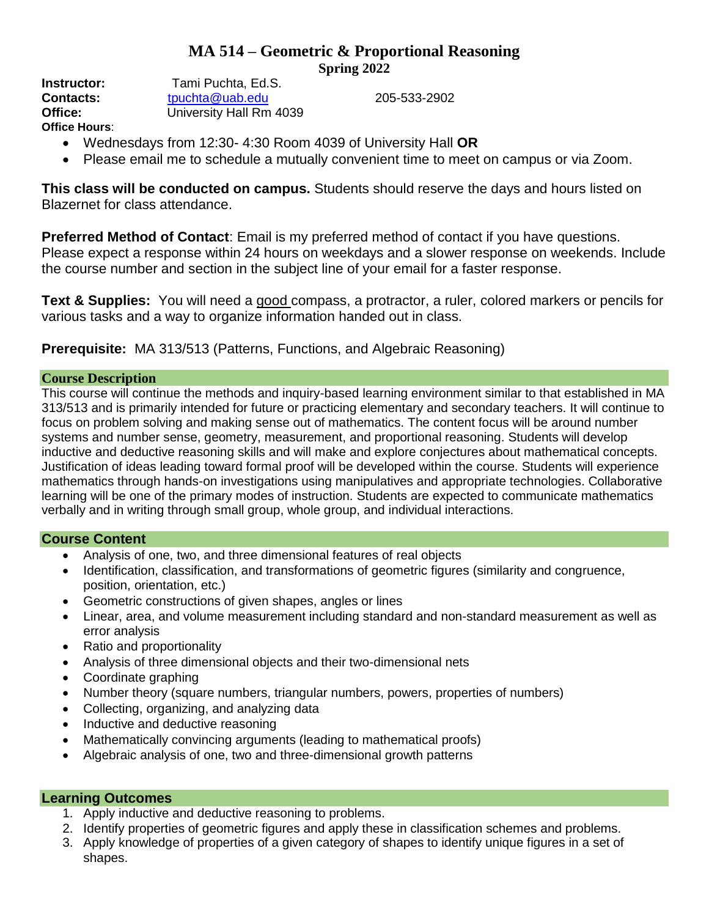# MA 514 – Geometric & Proportional Reasoning

## Spring 2022

**Instructor:** Tami Puchta, Ed.S.
**Contacts:** tpuchta@uab.edu 205-533-2902
**Office:** University Hall Rm 4039
**Office Hours**:

- Wednesdays from 12:30- 4:30 Room 4039 of University Hall **OR**
- Please email me to schedule a mutually convenient time to meet on campus or via Zoom.

**This class will be conducted on campus.** Students should reserve the days and hours listed on Blazernet for class attendance.

**Preferred Method of Contact**: Email is my preferred method of contact if you have questions. Please expect a response within 24 hours on weekdays and a slower response on weekends. Include the course number and section in the subject line of your email for a faster response.

**Text & Supplies:** You will need a good compass, a protractor, a ruler, colored markers or pencils for various tasks and a way to organize information handed out in class.

**Prerequisite:** MA 313/513 (Patterns, Functions, and Algebraic Reasoning)

## Course Description

This course will continue the methods and inquiry-based learning environment similar to that established in MA 313/513 and is primarily intended for future or practicing elementary and secondary teachers. It will continue to focus on problem solving and making sense out of mathematics. The content focus will be around number systems and number sense, geometry, measurement, and proportional reasoning. Students will develop inductive and deductive reasoning skills and will make and explore conjectures about mathematical concepts. Justification of ideas leading toward formal proof will be developed within the course. Students will experience mathematics through hands-on investigations using manipulatives and appropriate technologies. Collaborative learning will be one of the primary modes of instruction. Students are expected to communicate mathematics verbally and in writing through small group, whole group, and individual interactions.

## Course Content

- Analysis of one, two, and three dimensional features of real objects
- Identification, classification, and transformations of geometric figures (similarity and congruence, position, orientation, etc.)
- Geometric constructions of given shapes, angles or lines
- Linear, area, and volume measurement including standard and non-standard measurement as well as error analysis
- Ratio and proportionality
- Analysis of three dimensional objects and their two-dimensional nets
- Coordinate graphing
- Number theory (square numbers, triangular numbers, powers, properties of numbers)
- Collecting, organizing, and analyzing data
- Inductive and deductive reasoning
- Mathematically convincing arguments (leading to mathematical proofs)
- Algebraic analysis of one, two and three-dimensional growth patterns

## Learning Outcomes

1. Apply inductive and deductive reasoning to problems.
2. Identify properties of geometric figures and apply these in classification schemes and problems.
3. Apply knowledge of properties of a given category of shapes to identify unique figures in a set of shapes.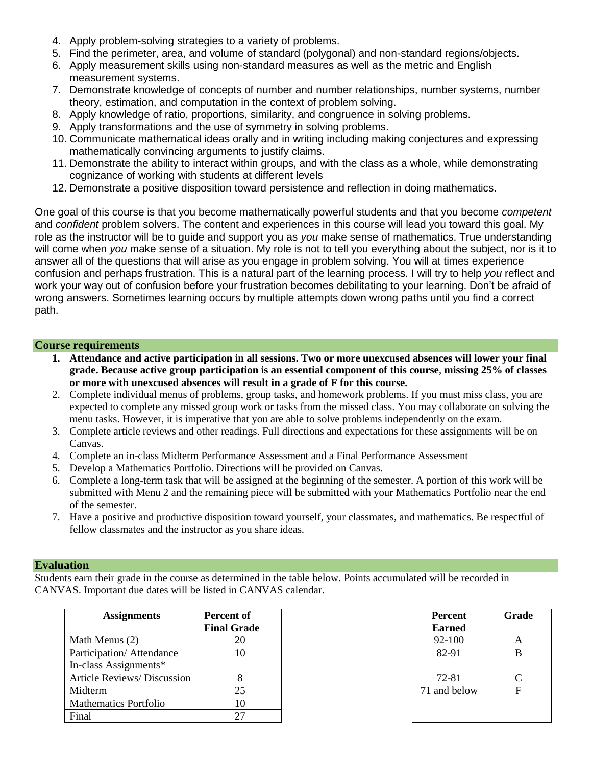4. Apply problem-solving strategies to a variety of problems.
5. Find the perimeter, area, and volume of standard (polygonal) and non-standard regions/objects.
6. Apply measurement skills using non-standard measures as well as the metric and English measurement systems.
7. Demonstrate knowledge of concepts of number and number relationships, number systems, number theory, estimation, and computation in the context of problem solving.
8. Apply knowledge of ratio, proportions, similarity, and congruence in solving problems.
9. Apply transformations and the use of symmetry in solving problems.
10. Communicate mathematical ideas orally and in writing including making conjectures and expressing mathematically convincing arguments to justify claims.
11. Demonstrate the ability to interact within groups, and with the class as a whole, while demonstrating cognizance of working with students at different levels
12. Demonstrate a positive disposition toward persistence and reflection in doing mathematics.

One goal of this course is that you become mathematically powerful students and that you become *competent* and *confident* problem solvers. The content and experiences in this course will lead you toward this goal. My role as the instructor will be to guide and support you as *you* make sense of mathematics. True understanding will come when *you* make sense of a situation. My role is not to tell you everything about the subject, nor is it to answer all of the questions that will arise as you engage in problem solving. You will at times experience confusion and perhaps frustration. This is a natural part of the learning process. I will try to help *you* reflect and work your way out of confusion before your frustration becomes debilitating to your learning. Don't be afraid of wrong answers. Sometimes learning occurs by multiple attempts down wrong paths until you find a correct path.

## Course requirements

1. **Attendance and active participation in all sessions. Two or more unexcused absences will lower your final grade. Because active group participation is an essential component of this course, missing 25% of classes or more with unexcused absences will result in a grade of F for this course.**
2. Complete individual menus of problems, group tasks, and homework problems. If you must miss class, you are expected to complete any missed group work or tasks from the missed class. You may collaborate on solving the menu tasks. However, it is imperative that you are able to solve problems independently on the exam.
3. Complete article reviews and other readings. Full directions and expectations for these assignments will be on Canvas.
4. Complete an in-class Midterm Performance Assessment and a Final Performance Assessment
5. Develop a Mathematics Portfolio. Directions will be provided on Canvas.
6. Complete a long-term task that will be assigned at the beginning of the semester. A portion of this work will be submitted with Menu 2 and the remaining piece will be submitted with your Mathematics Portfolio near the end of the semester.
7. Have a positive and productive disposition toward yourself, your classmates, and mathematics. Be respectful of fellow classmates and the instructor as you share ideas.

## Evaluation

Students earn their grade in the course as determined in the table below. Points accumulated will be recorded in CANVAS. Important due dates will be listed in CANVAS calendar.

| Assignments | Percent of Final Grade |
|---|---|
| Math Menus (2) | 20 |
| Participation/ Attendance In-class Assignments* | 10 |
| Article Reviews/ Discussion | 8 |
| Midterm | 25 |
| Mathematics Portfolio | 10 |
| Final | 27 |

| Percent Earned | Grade |
|---|---|
| 92-100 | A |
| 82-91 | B |
| 72-81 | C |
| 71 and below | F |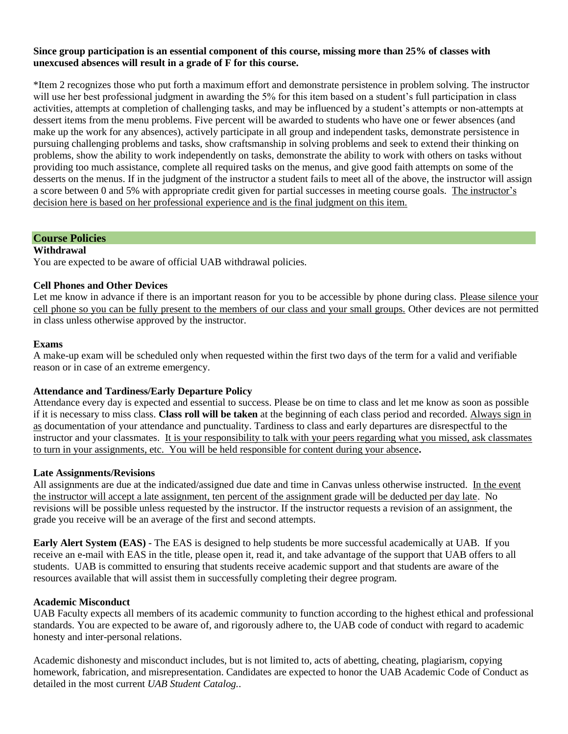**Since group participation is an essential component of this course, missing more than 25% of classes with unexcused absences will result in a grade of F for this course.**

*Item 2 recognizes those who put forth a maximum effort and demonstrate persistence in problem solving. The instructor will use her best professional judgment in awarding the 5% for this item based on a student's full participation in class activities, attempts at completion of challenging tasks, and may be influenced by a student's attempts or non-attempts at dessert items from the menu problems. Five percent will be awarded to students who have one or fewer absences (and make up the work for any absences), actively participate in all group and independent tasks, demonstrate persistence in pursuing challenging problems and tasks, show craftsmanship in solving problems and seek to extend their thinking on problems, show the ability to work independently on tasks, demonstrate the ability to work with others on tasks without providing too much assistance, complete all required tasks on the menus, and give good faith attempts on some of the desserts on the menus. If in the judgment of the instructor a student fails to meet all of the above, the instructor will assign a score between 0 and 5% with appropriate credit given for partial successes in meeting course goals. The instructor's decision here is based on her professional experience and is the final judgment on this item.

## Course Policies

**Withdrawal**

You are expected to be aware of official UAB withdrawal policies.

**Cell Phones and Other Devices**

Let me know in advance if there is an important reason for you to be accessible by phone during class. Please silence your cell phone so you can be fully present to the members of our class and your small groups. Other devices are not permitted in class unless otherwise approved by the instructor.

**Exams**

A make-up exam will be scheduled only when requested within the first two days of the term for a valid and verifiable reason or in case of an extreme emergency.

**Attendance and Tardiness/Early Departure Policy**

Attendance every day is expected and essential to success. Please be on time to class and let me know as soon as possible if it is necessary to miss class. **Class roll will be taken** at the beginning of each class period and recorded. Always sign in as documentation of your attendance and punctuality. Tardiness to class and early departures are disrespectful to the instructor and your classmates. It is your responsibility to talk with your peers regarding what you missed, ask classmates to turn in your assignments, etc. You will be held responsible for content during your absence**.**

**Late Assignments/Revisions**

All assignments are due at the indicated/assigned due date and time in Canvas unless otherwise instructed. In the event the instructor will accept a late assignment, ten percent of the assignment grade will be deducted per day late. No revisions will be possible unless requested by the instructor. If the instructor requests a revision of an assignment, the grade you receive will be an average of the first and second attempts.

**Early Alert System (EAS)** - The EAS is designed to help students be more successful academically at UAB. If you receive an e-mail with EAS in the title, please open it, read it, and take advantage of the support that UAB offers to all students. UAB is committed to ensuring that students receive academic support and that students are aware of the resources available that will assist them in successfully completing their degree program.

**Academic Misconduct**

UAB Faculty expects all members of its academic community to function according to the highest ethical and professional standards. You are expected to be aware of, and rigorously adhere to, the UAB code of conduct with regard to academic honesty and inter-personal relations.

Academic dishonesty and misconduct includes, but is not limited to, acts of abetting, cheating, plagiarism, copying homework, fabrication, and misrepresentation. Candidates are expected to honor the UAB Academic Code of Conduct as detailed in the most current *UAB Student Catalog.*.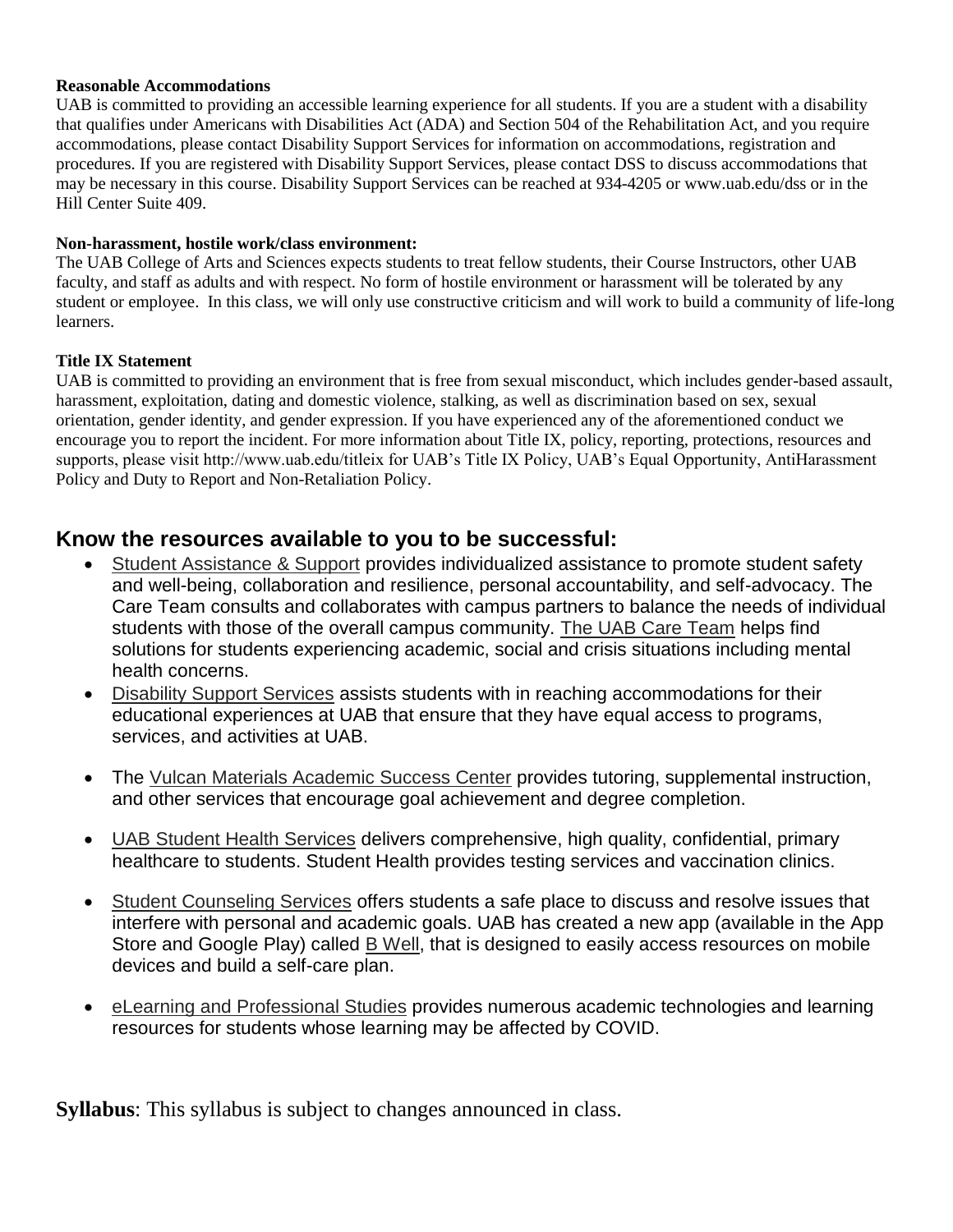**Reasonable Accommodations**

UAB is committed to providing an accessible learning experience for all students. If you are a student with a disability that qualifies under Americans with Disabilities Act (ADA) and Section 504 of the Rehabilitation Act, and you require accommodations, please contact Disability Support Services for information on accommodations, registration and procedures. If you are registered with Disability Support Services, please contact DSS to discuss accommodations that may be necessary in this course. Disability Support Services can be reached at 934-4205 or www.uab.edu/dss or in the Hill Center Suite 409.

**Non-harassment, hostile work/class environment:**

The UAB College of Arts and Sciences expects students to treat fellow students, their Course Instructors, other UAB faculty, and staff as adults and with respect. No form of hostile environment or harassment will be tolerated by any student or employee. In this class, we will only use constructive criticism and will work to build a community of life-long learners.

**Title IX Statement**

UAB is committed to providing an environment that is free from sexual misconduct, which includes gender-based assault, harassment, exploitation, dating and domestic violence, stalking, as well as discrimination based on sex, sexual orientation, gender identity, and gender expression. If you have experienced any of the aforementioned conduct we encourage you to report the incident. For more information about Title IX, policy, reporting, protections, resources and supports, please visit http://www.uab.edu/titleix for UAB's Title IX Policy, UAB's Equal Opportunity, AntiHarassment Policy and Duty to Report and Non-Retaliation Policy.

## Know the resources available to you to be successful:

- Student Assistance & Support provides individualized assistance to promote student safety and well-being, collaboration and resilience, personal accountability, and self-advocacy. The Care Team consults and collaborates with campus partners to balance the needs of individual students with those of the overall campus community. The UAB Care Team helps find solutions for students experiencing academic, social and crisis situations including mental health concerns.
- Disability Support Services assists students with in reaching accommodations for their educational experiences at UAB that ensure that they have equal access to programs, services, and activities at UAB.
- The Vulcan Materials Academic Success Center provides tutoring, supplemental instruction, and other services that encourage goal achievement and degree completion.
- UAB Student Health Services delivers comprehensive, high quality, confidential, primary healthcare to students. Student Health provides testing services and vaccination clinics.
- Student Counseling Services offers students a safe place to discuss and resolve issues that interfere with personal and academic goals. UAB has created a new app (available in the App Store and Google Play) called B Well, that is designed to easily access resources on mobile devices and build a self-care plan.
- eLearning and Professional Studies provides numerous academic technologies and learning resources for students whose learning may be affected by COVID.

**Syllabus**: This syllabus is subject to changes announced in class.